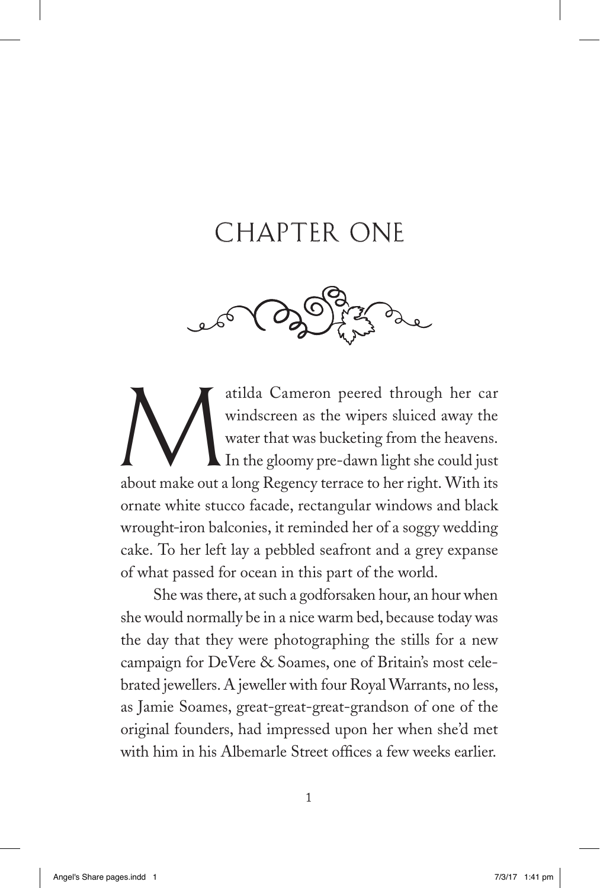# CHAPTER ONE

Matilda Cameron peered through her car windscreen as the wipers sluiced away the water that was bucketing from the heavens. In the gloomy pre-dawn light she could just about make out a long Regency terrace to her right. With its ornate white stucco facade, rectangular windows and black wrought-iron balconies, it reminded her of a soggy wedding cake. To her left lay a pebbled seafront and a grey expanse of what passed for ocean in this part of the world.

She was there, at such a godforsaken hour, an hour when she would normally be in a nice warm bed, because today was the day that they were photographing the stills for a new campaign for DeVere & Soames, one of Britain's most celebrated jewellers. A jeweller with four Royal Warrants, no less, as Jamie Soames, great-great-great-grandson of one of the original founders, had impressed upon her when she'd met with him in his Albemarle Street offices a few weeks earlier.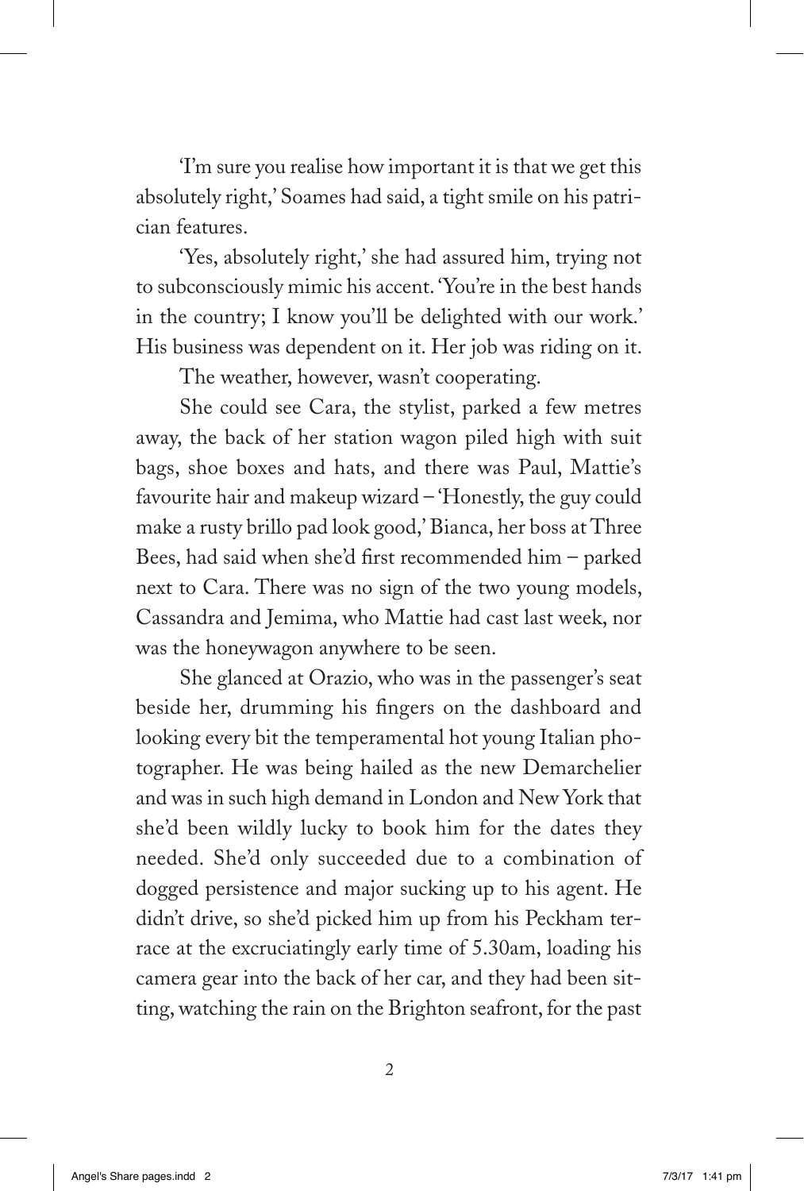'I'm sure you realise how important it is that we get this absolutely right,' Soames had said, a tight smile on his patrician features.

'Yes, absolutely right,' she had assured him, trying not to subconsciously mimic his accent. 'You're in the best hands in the country; I know you'll be delighted with our work.' His business was dependent on it. Her job was riding on it.

The weather, however, wasn't cooperating.

She could see Cara, the stylist, parked a few metres away, the back of her station wagon piled high with suit bags, shoe boxes and hats, and there was Paul, Mattie's favourite hair and makeup wizard – 'Honestly, the guy could make a rusty brillo pad look good,' Bianca, her boss at Three Bees, had said when she'd first recommended him – parked next to Cara. There was no sign of the two young models, Cassandra and Jemima, who Mattie had cast last week, nor was the honeywagon anywhere to be seen.

She glanced at Orazio, who was in the passenger's seat beside her, drumming his fingers on the dashboard and looking every bit the temperamental hot young Italian photographer. He was being hailed as the new Demarchelier and was in such high demand in London and New York that she'd been wildly lucky to book him for the dates they needed. She'd only succeeded due to a combination of dogged persistence and major sucking up to his agent. He didn't drive, so she'd picked him up from his Peckham terrace at the excruciatingly early time of 5.30am, loading his camera gear into the back of her car, and they had been sitting, watching the rain on the Brighton seafront, for the past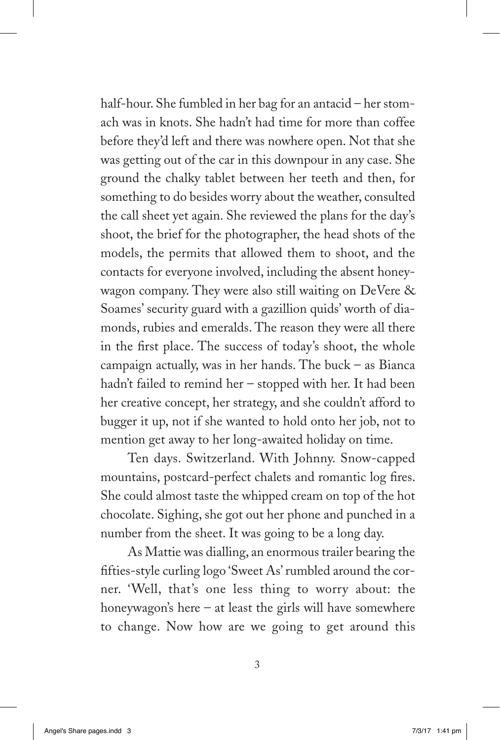half-hour. She fumbled in her bag for an antacid – her stomach was in knots. She hadn't had time for more than coffee before they'd left and there was nowhere open. Not that she was getting out of the car in this downpour in any case. She ground the chalky tablet between her teeth and then, for something to do besides worry about the weather, consulted the call sheet yet again. She reviewed the plans for the day's shoot, the brief for the photographer, the head shots of the models, the permits that allowed them to shoot, and the contacts for everyone involved, including the absent honeywagon company. They were also still waiting on DeVere & Soames' security guard with a gazillion quids' worth of diamonds, rubies and emeralds. The reason they were all there in the first place. The success of today's shoot, the whole campaign actually, was in her hands. The buck – as Bianca hadn't failed to remind her – stopped with her. It had been her creative concept, her strategy, and she couldn't afford to bugger it up, not if she wanted to hold onto her job, not to mention get away to her long-awaited holiday on time.

Ten days. Switzerland. With Johnny. Snow-capped mountains, postcard-perfect chalets and romantic log fires. She could almost taste the whipped cream on top of the hot chocolate. Sighing, she got out her phone and punched in a number from the sheet. It was going to be a long day.

As Mattie was dialling, an enormous trailer bearing the fifties-style curling logo 'Sweet As' rumbled around the corner. 'Well, that's one less thing to worry about: the honeywagon's here – at least the girls will have somewhere to change. Now how are we going to get around this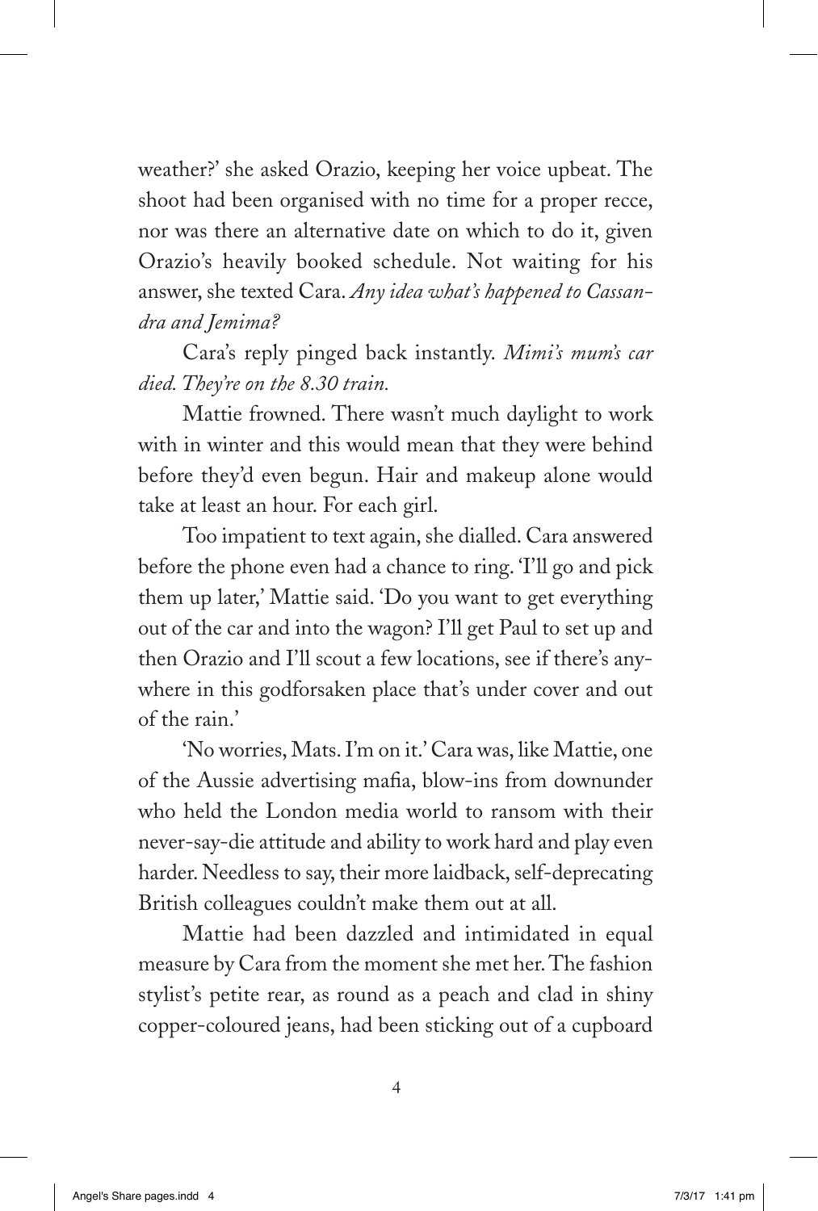weather?' she asked Orazio, keeping her voice upbeat. The shoot had been organised with no time for a proper recce, nor was there an alternative date on which to do it, given Orazio's heavily booked schedule. Not waiting for his answer, she texted Cara. *Any idea what's happened to Cassandra and Jemima?*

Cara's reply pinged back instantly. *Mimi's mum's car died. They're on the 8.30 train.*

Mattie frowned. There wasn't much daylight to work with in winter and this would mean that they were behind before they'd even begun. Hair and makeup alone would take at least an hour. For each girl.

Too impatient to text again, she dialled. Cara answered before the phone even had a chance to ring. 'I'll go and pick them up later,' Mattie said. 'Do you want to get everything out of the car and into the wagon? I'll get Paul to set up and then Orazio and I'll scout a few locations, see if there's anywhere in this godforsaken place that's under cover and out of the rain.'

'No worries, Mats. I'm on it.' Cara was, like Mattie, one of the Aussie advertising mafia, blow-ins from downunder who held the London media world to ransom with their never-say-die attitude and ability to work hard and play even harder. Needless to say, their more laidback, self-deprecating British colleagues couldn't make them out at all.

Mattie had been dazzled and intimidated in equal measure by Cara from the moment she met her. The fashion stylist's petite rear, as round as a peach and clad in shiny copper-coloured jeans, had been sticking out of a cupboard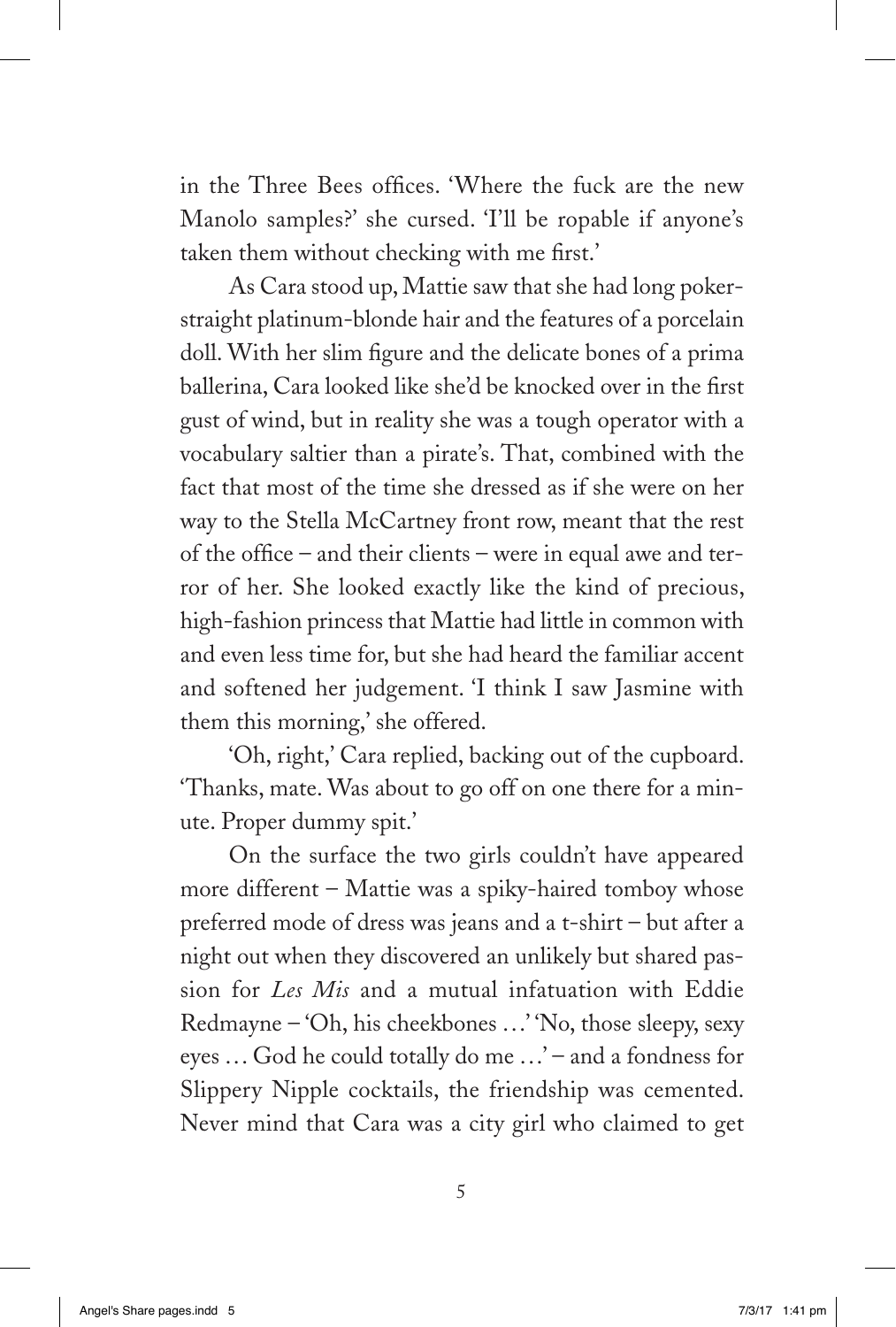in the Three Bees offices. 'Where the fuck are the new Manolo samples?' she cursed. 'I'll be ropable if anyone's taken them without checking with me first.'

As Cara stood up, Mattie saw that she had long poker-straight platinum-blonde hair and the features of a porcelain doll. With her slim figure and the delicate bones of a prima ballerina, Cara looked like she'd be knocked over in the first gust of wind, but in reality she was a tough operator with a vocabulary saltier than a pirate's. That, combined with the fact that most of the time she dressed as if she were on her way to the Stella McCartney front row, meant that the rest of the office – and their clients – were in equal awe and terror of her. She looked exactly like the kind of precious, high-fashion princess that Mattie had little in common with and even less time for, but she had heard the familiar accent and softened her judgement. 'I think I saw Jasmine with them this morning,' she offered.

'Oh, right,' Cara replied, backing out of the cupboard. 'Thanks, mate. Was about to go off on one there for a minute. Proper dummy spit.'

On the surface the two girls couldn't have appeared more different – Mattie was a spiky-haired tomboy whose preferred mode of dress was jeans and a t-shirt – but after a night out when they discovered an unlikely but shared passion for *Les Mis* and a mutual infatuation with Eddie Redmayne – 'Oh, his cheekbones …' 'No, those sleepy, sexy eyes … God he could totally do me …' – and a fondness for Slippery Nipple cocktails, the friendship was cemented. Never mind that Cara was a city girl who claimed to get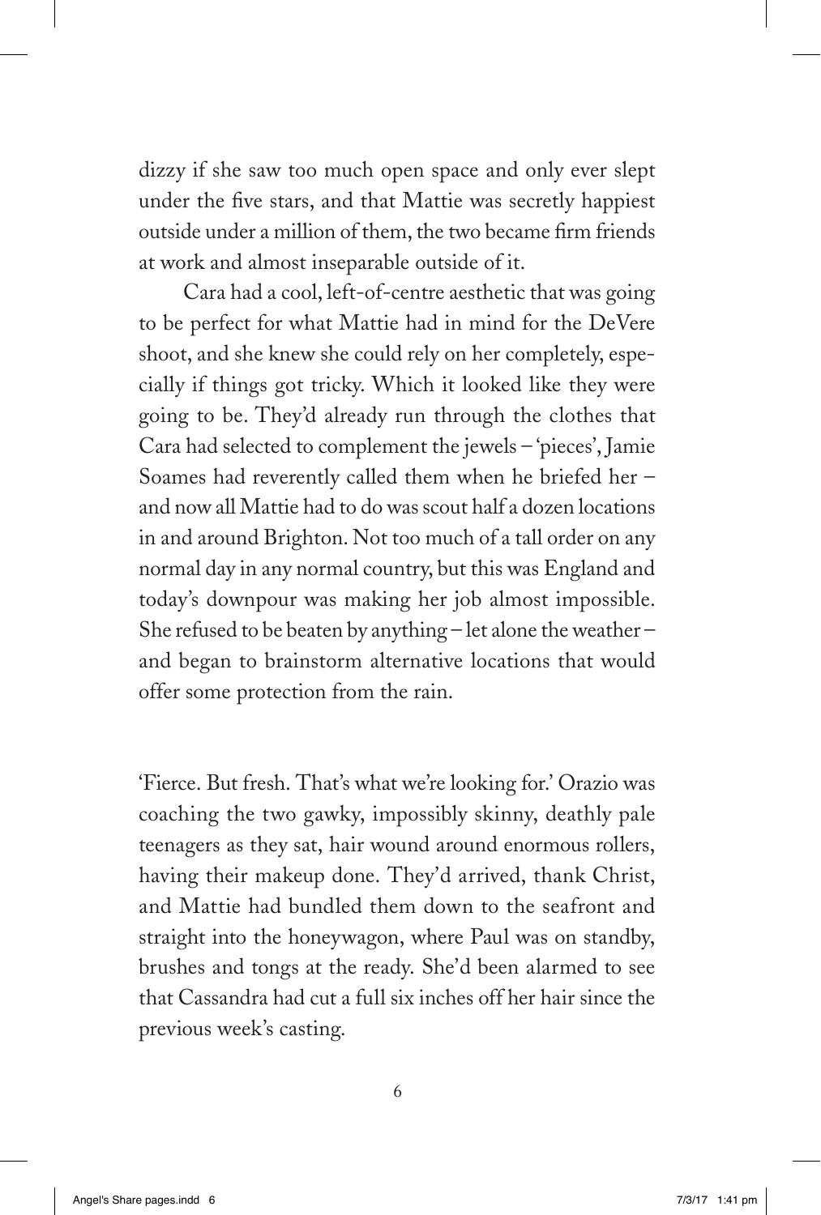dizzy if she saw too much open space and only ever slept under the five stars, and that Mattie was secretly happiest outside under a million of them, the two became firm friends at work and almost inseparable outside of it.

Cara had a cool, left-of-centre aesthetic that was going to be perfect for what Mattie had in mind for the DeVere shoot, and she knew she could rely on her completely, especially if things got tricky. Which it looked like they were going to be. They'd already run through the clothes that Cara had selected to complement the jewels – 'pieces', Jamie Soames had reverently called them when he briefed her – and now all Mattie had to do was scout half a dozen locations in and around Brighton. Not too much of a tall order on any normal day in any normal country, but this was England and today's downpour was making her job almost impossible. She refused to be beaten by anything – let alone the weather – and began to brainstorm alternative locations that would offer some protection from the rain.

'Fierce. But fresh. That's what we're looking for.' Orazio was coaching the two gawky, impossibly skinny, deathly pale teenagers as they sat, hair wound around enormous rollers, having their makeup done. They'd arrived, thank Christ, and Mattie had bundled them down to the seafront and straight into the honeywagon, where Paul was on standby, brushes and tongs at the ready. She'd been alarmed to see that Cassandra had cut a full six inches off her hair since the previous week's casting.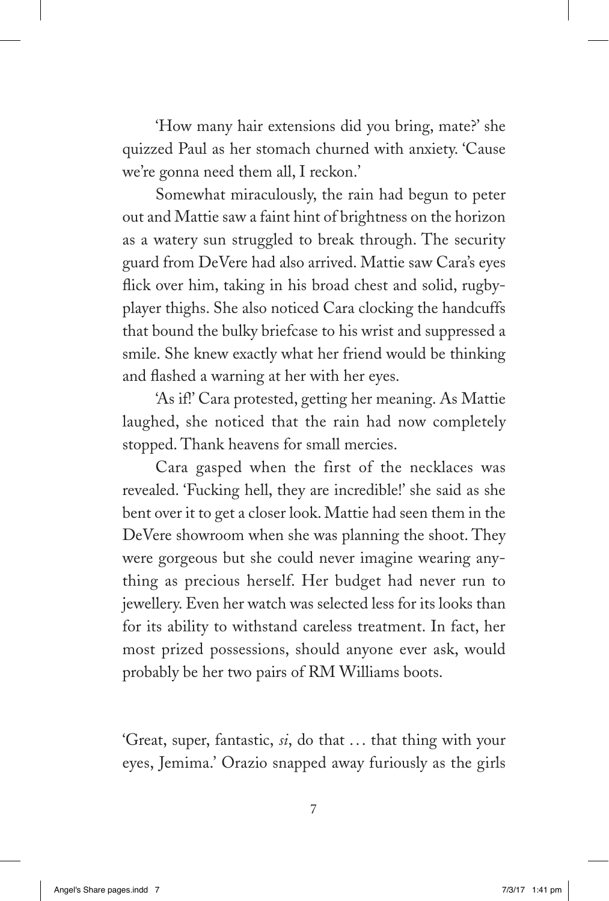'How many hair extensions did you bring, mate?' she quizzed Paul as her stomach churned with anxiety. 'Cause we're gonna need them all, I reckon.'

Somewhat miraculously, the rain had begun to peter out and Mattie saw a faint hint of brightness on the horizon as a watery sun struggled to break through. The security guard from DeVere had also arrived. Mattie saw Cara's eyes flick over him, taking in his broad chest and solid, rugby-player thighs. She also noticed Cara clocking the handcuffs that bound the bulky briefcase to his wrist and suppressed a smile. She knew exactly what her friend would be thinking and flashed a warning at her with her eyes.

'As if!' Cara protested, getting her meaning. As Mattie laughed, she noticed that the rain had now completely stopped. Thank heavens for small mercies.

Cara gasped when the first of the necklaces was revealed. 'Fucking hell, they are incredible!' she said as she bent over it to get a closer look. Mattie had seen them in the DeVere showroom when she was planning the shoot. They were gorgeous but she could never imagine wearing anything as precious herself. Her budget had never run to jewellery. Even her watch was selected less for its looks than for its ability to withstand careless treatment. In fact, her most prized possessions, should anyone ever ask, would probably be her two pairs of RM Williams boots.

'Great, super, fantastic, *si*, do that … that thing with your eyes, Jemima.' Orazio snapped away furiously as the girls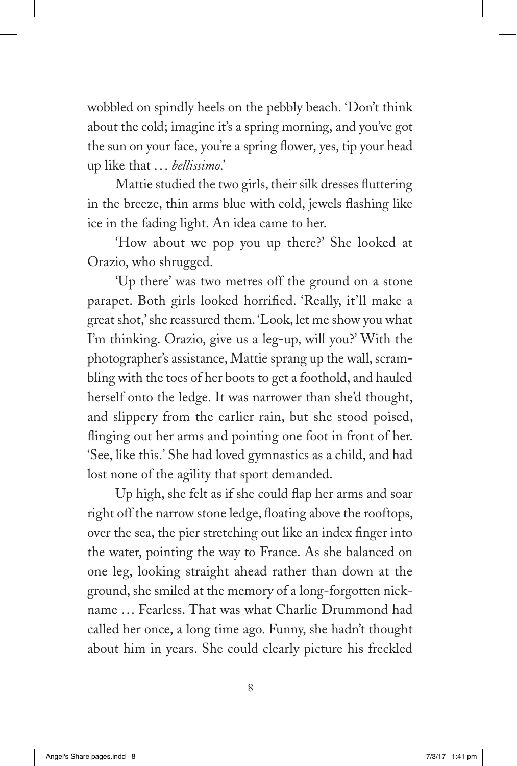wobbled on spindly heels on the pebbly beach. 'Don't think about the cold; imagine it's a spring morning, and you've got the sun on your face, you're a spring flower, yes, tip your head up like that … *bellissimo*.'

Mattie studied the two girls, their silk dresses fluttering in the breeze, thin arms blue with cold, jewels flashing like ice in the fading light. An idea came to her.

'How about we pop you up there?' She looked at Orazio, who shrugged.

'Up there' was two metres off the ground on a stone parapet. Both girls looked horrified. 'Really, it'll make a great shot,' she reassured them. 'Look, let me show you what I'm thinking. Orazio, give us a leg-up, will you?' With the photographer's assistance, Mattie sprang up the wall, scrambling with the toes of her boots to get a foothold, and hauled herself onto the ledge. It was narrower than she'd thought, and slippery from the earlier rain, but she stood poised, flinging out her arms and pointing one foot in front of her. 'See, like this.' She had loved gymnastics as a child, and had lost none of the agility that sport demanded.

Up high, she felt as if she could flap her arms and soar right off the narrow stone ledge, floating above the rooftops, over the sea, the pier stretching out like an index finger into the water, pointing the way to France. As she balanced on one leg, looking straight ahead rather than down at the ground, she smiled at the memory of a long-forgotten nickname … Fearless. That was what Charlie Drummond had called her once, a long time ago. Funny, she hadn't thought about him in years. She could clearly picture his freckled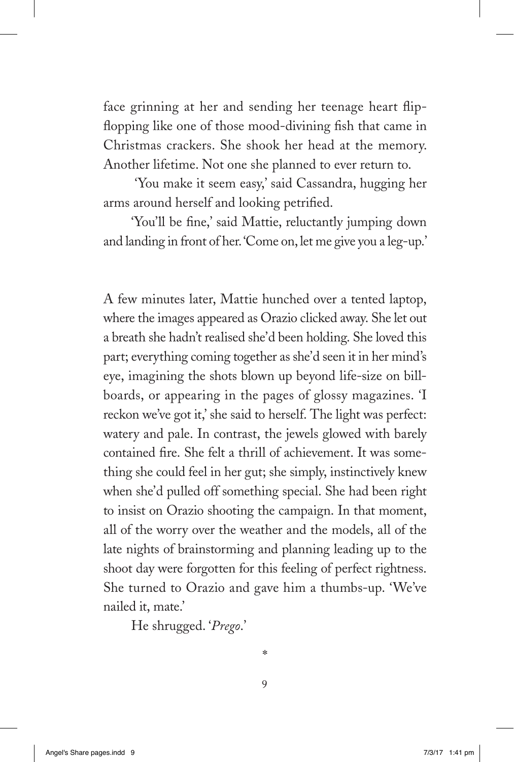face grinning at her and sending her teenage heart flip-flopping like one of those mood-divining fish that came in Christmas crackers. She shook her head at the memory. Another lifetime. Not one she planned to ever return to.

'You make it seem easy,' said Cassandra, hugging her arms around herself and looking petrified.

'You'll be fine,' said Mattie, reluctantly jumping down and landing in front of her. 'Come on, let me give you a leg-up.'

A few minutes later, Mattie hunched over a tented laptop, where the images appeared as Orazio clicked away. She let out a breath she hadn't realised she'd been holding. She loved this part; everything coming together as she'd seen it in her mind's eye, imagining the shots blown up beyond life-size on billboards, or appearing in the pages of glossy magazines. 'I reckon we've got it,' she said to herself. The light was perfect: watery and pale. In contrast, the jewels glowed with barely contained fire. She felt a thrill of achievement. It was something she could feel in her gut; she simply, instinctively knew when she'd pulled off something special. She had been right to insist on Orazio shooting the campaign. In that moment, all of the worry over the weather and the models, all of the late nights of brainstorming and planning leading up to the shoot day were forgotten for this feeling of perfect rightness. She turned to Orazio and gave him a thumbs-up. 'We've nailed it, mate.'

He shrugged. '*Prego*.'

*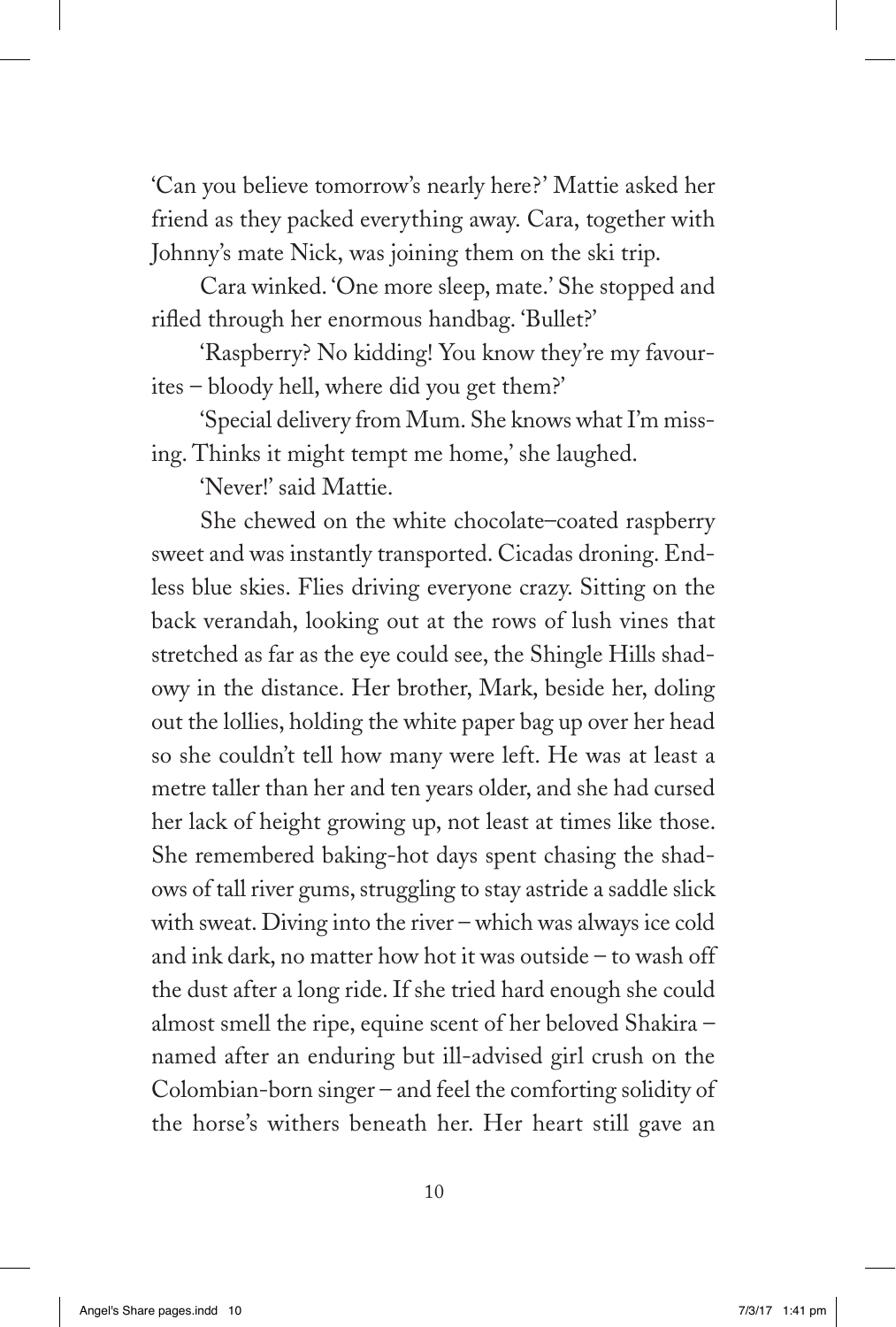'Can you believe tomorrow's nearly here?' Mattie asked her friend as they packed everything away. Cara, together with Johnny's mate Nick, was joining them on the ski trip.

Cara winked. 'One more sleep, mate.' She stopped and rifled through her enormous handbag. 'Bullet?'

'Raspberry? No kidding! You know they're my favourites – bloody hell, where did you get them?'

'Special delivery from Mum. She knows what I'm missing. Thinks it might tempt me home,' she laughed.

'Never!' said Mattie.

She chewed on the white chocolate–coated raspberry sweet and was instantly transported. Cicadas droning. Endless blue skies. Flies driving everyone crazy. Sitting on the back verandah, looking out at the rows of lush vines that stretched as far as the eye could see, the Shingle Hills shadowy in the distance. Her brother, Mark, beside her, doling out the lollies, holding the white paper bag up over her head so she couldn't tell how many were left. He was at least a metre taller than her and ten years older, and she had cursed her lack of height growing up, not least at times like those. She remembered baking-hot days spent chasing the shadows of tall river gums, struggling to stay astride a saddle slick with sweat. Diving into the river – which was always ice cold and ink dark, no matter how hot it was outside – to wash off the dust after a long ride. If she tried hard enough she could almost smell the ripe, equine scent of her beloved Shakira – named after an enduring but ill-advised girl crush on the Colombian-born singer – and feel the comforting solidity of the horse's withers beneath her. Her heart still gave an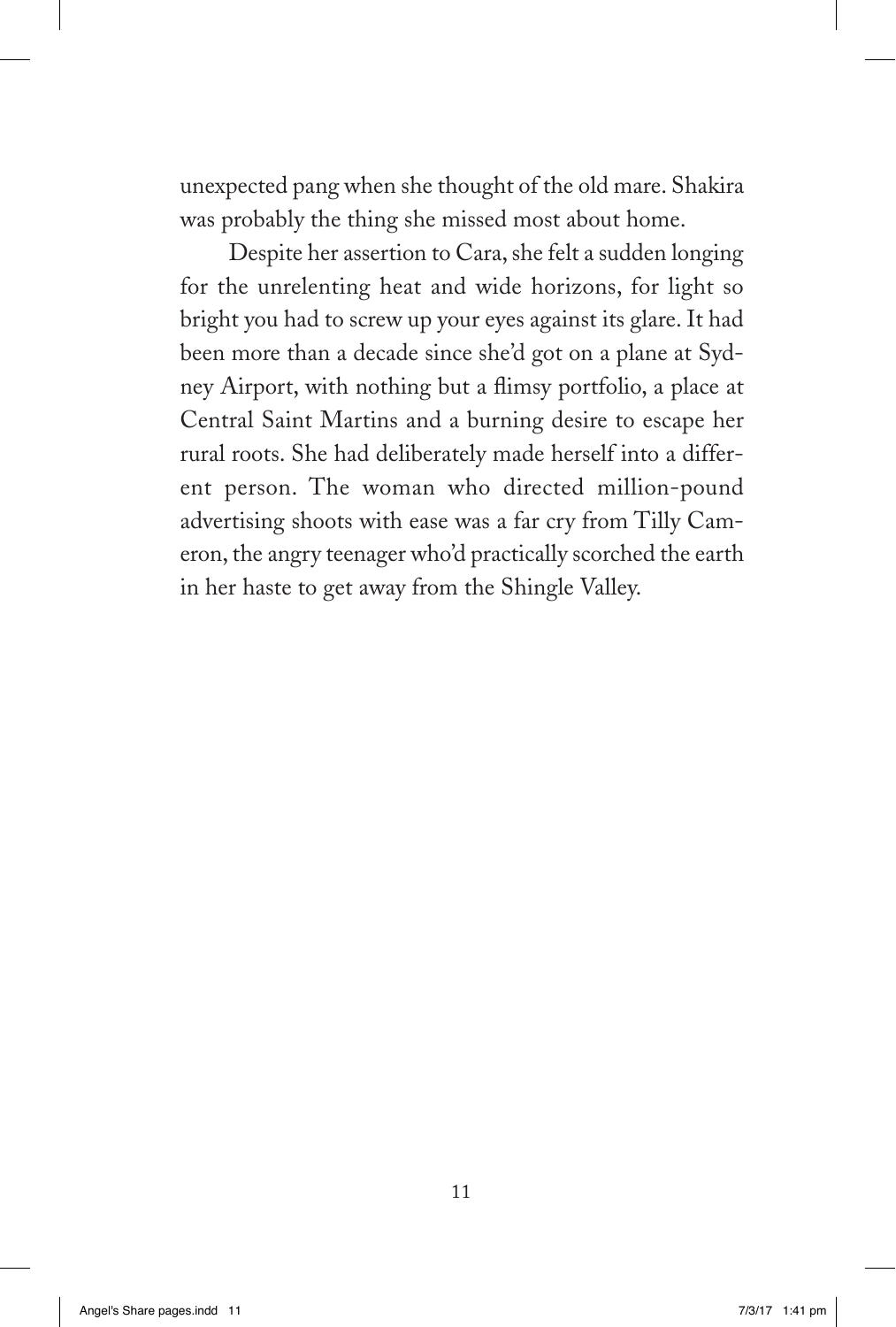unexpected pang when she thought of the old mare. Shakira was probably the thing she missed most about home.

Despite her assertion to Cara, she felt a sudden longing for the unrelenting heat and wide horizons, for light so bright you had to screw up your eyes against its glare. It had been more than a decade since she'd got on a plane at Sydney Airport, with nothing but a flimsy portfolio, a place at Central Saint Martins and a burning desire to escape her rural roots. She had deliberately made herself into a different person. The woman who directed million-pound advertising shoots with ease was a far cry from Tilly Cameron, the angry teenager who'd practically scorched the earth in her haste to get away from the Shingle Valley.